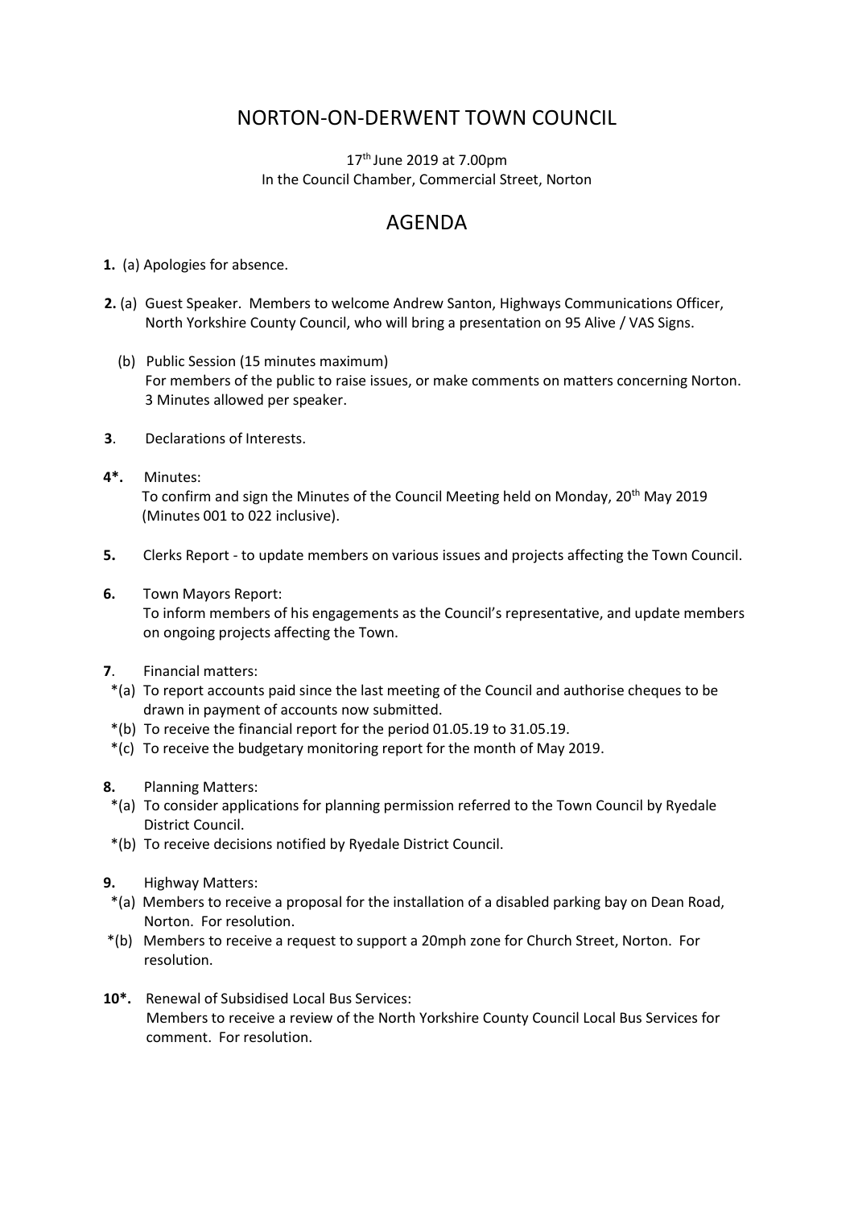# NORTON-ON-DERWENT TOWN COUNCIL

17th June 2019 at 7.00pm
In the Council Chamber, Commercial Street, Norton

## AGENDA

**1.** (a) Apologies for absence.

**2.** (a) Guest Speaker. Members to welcome Andrew Santon, Highways Communications Officer, North Yorkshire County Council, who will bring a presentation on 95 Alive / VAS Signs.

(b) Public Session (15 minutes maximum)
For members of the public to raise issues, or make comments on matters concerning Norton. 3 Minutes allowed per speaker.

**3**. Declarations of Interests.

**4*.** Minutes:
To confirm and sign the Minutes of the Council Meeting held on Monday, 20th May 2019 (Minutes 001 to 022 inclusive).

**5.** Clerks Report - to update members on various issues and projects affecting the Town Council.

**6.** Town Mayors Report:
To inform members of his engagements as the Council's representative, and update members on ongoing projects affecting the Town.

**7**. Financial matters:

*(a) To report accounts paid since the last meeting of the Council and authorise cheques to be drawn in payment of accounts now submitted.
*(b) To receive the financial report for the period 01.05.19 to 31.05.19.
*(c) To receive the budgetary monitoring report for the month of May 2019.

**8.** Planning Matters:

*(a) To consider applications for planning permission referred to the Town Council by Ryedale District Council.
*(b) To receive decisions notified by Ryedale District Council.

**9.** Highway Matters:

*(a) Members to receive a proposal for the installation of a disabled parking bay on Dean Road, Norton. For resolution.
*(b) Members to receive a request to support a 20mph zone for Church Street, Norton. For resolution.

**10*.** Renewal of Subsidised Local Bus Services:
Members to receive a review of the North Yorkshire County Council Local Bus Services for comment. For resolution.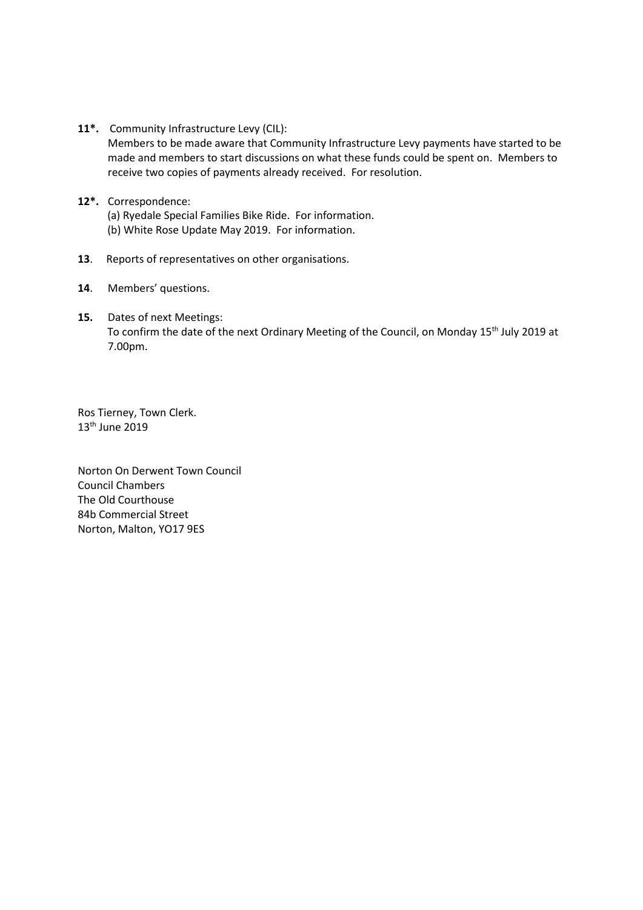**11*.** Community Infrastructure Levy (CIL):
Members to be made aware that Community Infrastructure Levy payments have started to be made and members to start discussions on what these funds could be spent on. Members to receive two copies of payments already received. For resolution.

**12*.** Correspondence:
(a) Ryedale Special Families Bike Ride. For information.
(b) White Rose Update May 2019. For information.

**13**. Reports of representatives on other organisations.

**14**. Members' questions.

**15.** Dates of next Meetings:
To confirm the date of the next Ordinary Meeting of the Council, on Monday 15th July 2019 at 7.00pm.

Ros Tierney, Town Clerk.
13th June 2019

Norton On Derwent Town Council
Council Chambers
The Old Courthouse
84b Commercial Street
Norton, Malton, YO17 9ES